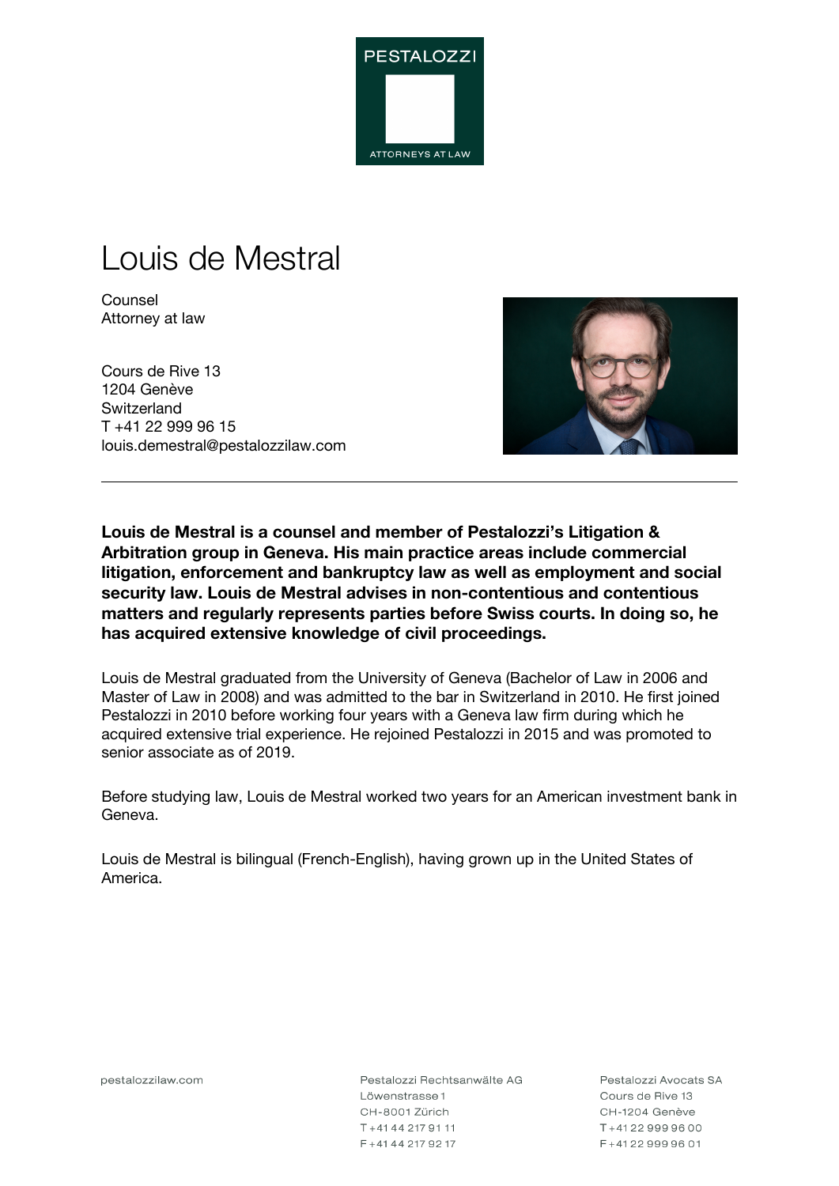PESTALOZZI

ATTORNEYS AT LAW

# Louis de Mestral

Counsel
Attorney at law

Cours de Rive 13
1204 Genève
Switzerland
T +41 22 999 96 15
louis.demestral@pestalozzilaw.com

---

**Louis de Mestral is a counsel and member of Pestalozzi's Litigation & Arbitration group in Geneva. His main practice areas include commercial litigation, enforcement and bankruptcy law as well as employment and social security law. Louis de Mestral advises in non-contentious and contentious matters and regularly represents parties before Swiss courts. In doing so, he has acquired extensive knowledge of civil proceedings.**

Louis de Mestral graduated from the University of Geneva (Bachelor of Law in 2006 and Master of Law in 2008) and was admitted to the bar in Switzerland in 2010. He first joined Pestalozzi in 2010 before working four years with a Geneva law firm during which he acquired extensive trial experience. He rejoined Pestalozzi in 2015 and was promoted to senior associate as of 2019.

Before studying law, Louis de Mestral worked two years for an American investment bank in Geneva.

Louis de Mestral is bilingual (French-English), having grown up in the United States of America.

pestalozzilaw.com

Pestalozzi Rechtsanwälte AG
Löwenstrasse 1
CH-8001 Zürich
T +41 44 217 91 11
F +41 44 217 92 17

Pestalozzi Avocats SA
Cours de Rive 13
CH-1204 Genève
T +41 22 999 96 00
F +41 22 999 96 01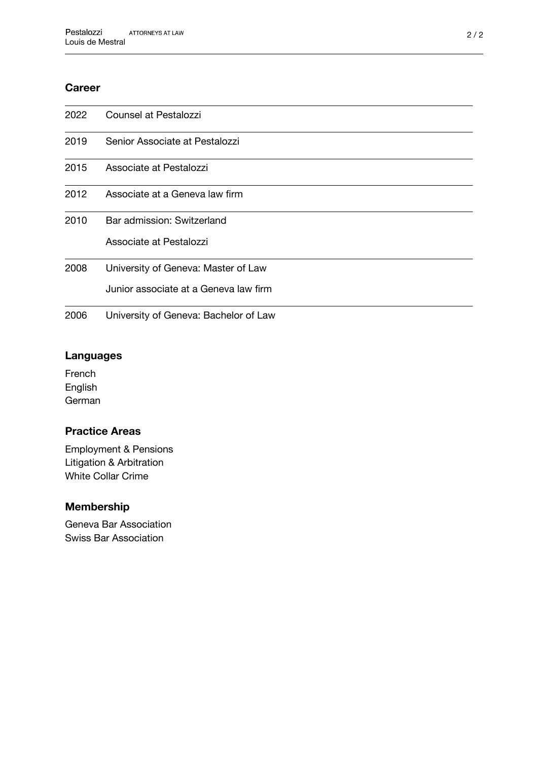## Career

| | |
|---|---|
| 2022 | Counsel at Pestalozzi |
| 2019 | Senior Associate at Pestalozzi |
| 2015 | Associate at Pestalozzi |
| 2012 | Associate at a Geneva law firm |
| 2010 | Bar admission: Switzerland<br>Associate at Pestalozzi |
| 2008 | University of Geneva: Master of Law<br>Junior associate at a Geneva law firm |
| 2006 | University of Geneva: Bachelor of Law |

## Languages

French
English
German

## Practice Areas

Employment & Pensions
Litigation & Arbitration
White Collar Crime

## Membership

Geneva Bar Association
Swiss Bar Association